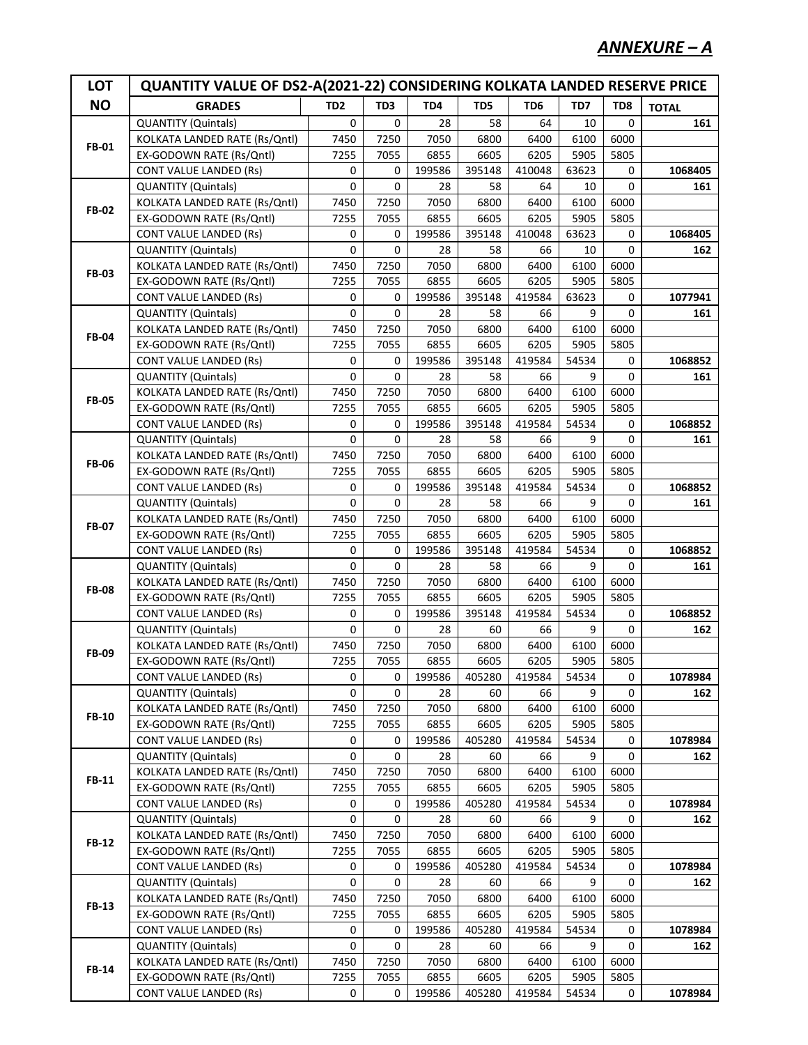## *ANNEXURE – A*

| LOT NO | QUANTITY VALUE OF DS2-A(2021-22) CONSIDERING KOLKATA LANDED RESERVE PRICE | | | | | | | | |
|---|---|---|---|---|---|---|---|---|---|
| | **GRADES** | **TD2** | **TD3** | **TD4** | **TD5** | **TD6** | **TD7** | **TD8** | **TOTAL** |
| **FB-01** | QUANTITY (Quintals) | 0 | 0 | 28 | 58 | 64 | 10 | 0 | **161** |
| | KOLKATA LANDED RATE (Rs/Qntl) | 7450 | 7250 | 7050 | 6800 | 6400 | 6100 | 6000 | |
| | EX-GODOWN RATE (Rs/Qntl) | 7255 | 7055 | 6855 | 6605 | 6205 | 5905 | 5805 | |
| | CONT VALUE LANDED (Rs) | 0 | 0 | 199586 | 395148 | 410048 | 63623 | 0 | **1068405** |
| **FB-02** | QUANTITY (Quintals) | 0 | 0 | 28 | 58 | 64 | 10 | 0 | **161** |
| | KOLKATA LANDED RATE (Rs/Qntl) | 7450 | 7250 | 7050 | 6800 | 6400 | 6100 | 6000 | |
| | EX-GODOWN RATE (Rs/Qntl) | 7255 | 7055 | 6855 | 6605 | 6205 | 5905 | 5805 | |
| | CONT VALUE LANDED (Rs) | 0 | 0 | 199586 | 395148 | 410048 | 63623 | 0 | **1068405** |
| **FB-03** | QUANTITY (Quintals) | 0 | 0 | 28 | 58 | 66 | 10 | 0 | **162** |
| | KOLKATA LANDED RATE (Rs/Qntl) | 7450 | 7250 | 7050 | 6800 | 6400 | 6100 | 6000 | |
| | EX-GODOWN RATE (Rs/Qntl) | 7255 | 7055 | 6855 | 6605 | 6205 | 5905 | 5805 | |
| | CONT VALUE LANDED (Rs) | 0 | 0 | 199586 | 395148 | 419584 | 63623 | 0 | **1077941** |
| **FB-04** | QUANTITY (Quintals) | 0 | 0 | 28 | 58 | 66 | 9 | 0 | **161** |
| | KOLKATA LANDED RATE (Rs/Qntl) | 7450 | 7250 | 7050 | 6800 | 6400 | 6100 | 6000 | |
| | EX-GODOWN RATE (Rs/Qntl) | 7255 | 7055 | 6855 | 6605 | 6205 | 5905 | 5805 | |
| | CONT VALUE LANDED (Rs) | 0 | 0 | 199586 | 395148 | 419584 | 54534 | 0 | **1068852** |
| **FB-05** | QUANTITY (Quintals) | 0 | 0 | 28 | 58 | 66 | 9 | 0 | **161** |
| | KOLKATA LANDED RATE (Rs/Qntl) | 7450 | 7250 | 7050 | 6800 | 6400 | 6100 | 6000 | |
| | EX-GODOWN RATE (Rs/Qntl) | 7255 | 7055 | 6855 | 6605 | 6205 | 5905 | 5805 | |
| | CONT VALUE LANDED (Rs) | 0 | 0 | 199586 | 395148 | 419584 | 54534 | 0 | **1068852** |
| **FB-06** | QUANTITY (Quintals) | 0 | 0 | 28 | 58 | 66 | 9 | 0 | **161** |
| | KOLKATA LANDED RATE (Rs/Qntl) | 7450 | 7250 | 7050 | 6800 | 6400 | 6100 | 6000 | |
| | EX-GODOWN RATE (Rs/Qntl) | 7255 | 7055 | 6855 | 6605 | 6205 | 5905 | 5805 | |
| | CONT VALUE LANDED (Rs) | 0 | 0 | 199586 | 395148 | 419584 | 54534 | 0 | **1068852** |
| **FB-07** | QUANTITY (Quintals) | 0 | 0 | 28 | 58 | 66 | 9 | 0 | **161** |
| | KOLKATA LANDED RATE (Rs/Qntl) | 7450 | 7250 | 7050 | 6800 | 6400 | 6100 | 6000 | |
| | EX-GODOWN RATE (Rs/Qntl) | 7255 | 7055 | 6855 | 6605 | 6205 | 5905 | 5805 | |
| | CONT VALUE LANDED (Rs) | 0 | 0 | 199586 | 395148 | 419584 | 54534 | 0 | **1068852** |
| **FB-08** | QUANTITY (Quintals) | 0 | 0 | 28 | 58 | 66 | 9 | 0 | **161** |
| | KOLKATA LANDED RATE (Rs/Qntl) | 7450 | 7250 | 7050 | 6800 | 6400 | 6100 | 6000 | |
| | EX-GODOWN RATE (Rs/Qntl) | 7255 | 7055 | 6855 | 6605 | 6205 | 5905 | 5805 | |
| | CONT VALUE LANDED (Rs) | 0 | 0 | 199586 | 395148 | 419584 | 54534 | 0 | **1068852** |
| **FB-09** | QUANTITY (Quintals) | 0 | 0 | 28 | 60 | 66 | 9 | 0 | **162** |
| | KOLKATA LANDED RATE (Rs/Qntl) | 7450 | 7250 | 7050 | 6800 | 6400 | 6100 | 6000 | |
| | EX-GODOWN RATE (Rs/Qntl) | 7255 | 7055 | 6855 | 6605 | 6205 | 5905 | 5805 | |
| | CONT VALUE LANDED (Rs) | 0 | 0 | 199586 | 405280 | 419584 | 54534 | 0 | **1078984** |
| **FB-10** | QUANTITY (Quintals) | 0 | 0 | 28 | 60 | 66 | 9 | 0 | **162** |
| | KOLKATA LANDED RATE (Rs/Qntl) | 7450 | 7250 | 7050 | 6800 | 6400 | 6100 | 6000 | |
| | EX-GODOWN RATE (Rs/Qntl) | 7255 | 7055 | 6855 | 6605 | 6205 | 5905 | 5805 | |
| | CONT VALUE LANDED (Rs) | 0 | 0 | 199586 | 405280 | 419584 | 54534 | 0 | **1078984** |
| **FB-11** | QUANTITY (Quintals) | 0 | 0 | 28 | 60 | 66 | 9 | 0 | **162** |
| | KOLKATA LANDED RATE (Rs/Qntl) | 7450 | 7250 | 7050 | 6800 | 6400 | 6100 | 6000 | |
| | EX-GODOWN RATE (Rs/Qntl) | 7255 | 7055 | 6855 | 6605 | 6205 | 5905 | 5805 | |
| | CONT VALUE LANDED (Rs) | 0 | 0 | 199586 | 405280 | 419584 | 54534 | 0 | **1078984** |
| **FB-12** | QUANTITY (Quintals) | 0 | 0 | 28 | 60 | 66 | 9 | 0 | **162** |
| | KOLKATA LANDED RATE (Rs/Qntl) | 7450 | 7250 | 7050 | 6800 | 6400 | 6100 | 6000 | |
| | EX-GODOWN RATE (Rs/Qntl) | 7255 | 7055 | 6855 | 6605 | 6205 | 5905 | 5805 | |
| | CONT VALUE LANDED (Rs) | 0 | 0 | 199586 | 405280 | 419584 | 54534 | 0 | **1078984** |
| **FB-13** | QUANTITY (Quintals) | 0 | 0 | 28 | 60 | 66 | 9 | 0 | **162** |
| | KOLKATA LANDED RATE (Rs/Qntl) | 7450 | 7250 | 7050 | 6800 | 6400 | 6100 | 6000 | |
| | EX-GODOWN RATE (Rs/Qntl) | 7255 | 7055 | 6855 | 6605 | 6205 | 5905 | 5805 | |
| | CONT VALUE LANDED (Rs) | 0 | 0 | 199586 | 405280 | 419584 | 54534 | 0 | **1078984** |
| **FB-14** | QUANTITY (Quintals) | 0 | 0 | 28 | 60 | 66 | 9 | 0 | **162** |
| | KOLKATA LANDED RATE (Rs/Qntl) | 7450 | 7250 | 7050 | 6800 | 6400 | 6100 | 6000 | |
| | EX-GODOWN RATE (Rs/Qntl) | 7255 | 7055 | 6855 | 6605 | 6205 | 5905 | 5805 | |
| | CONT VALUE LANDED (Rs) | 0 | 0 | 199586 | 405280 | 419584 | 54534 | 0 | **1078984** |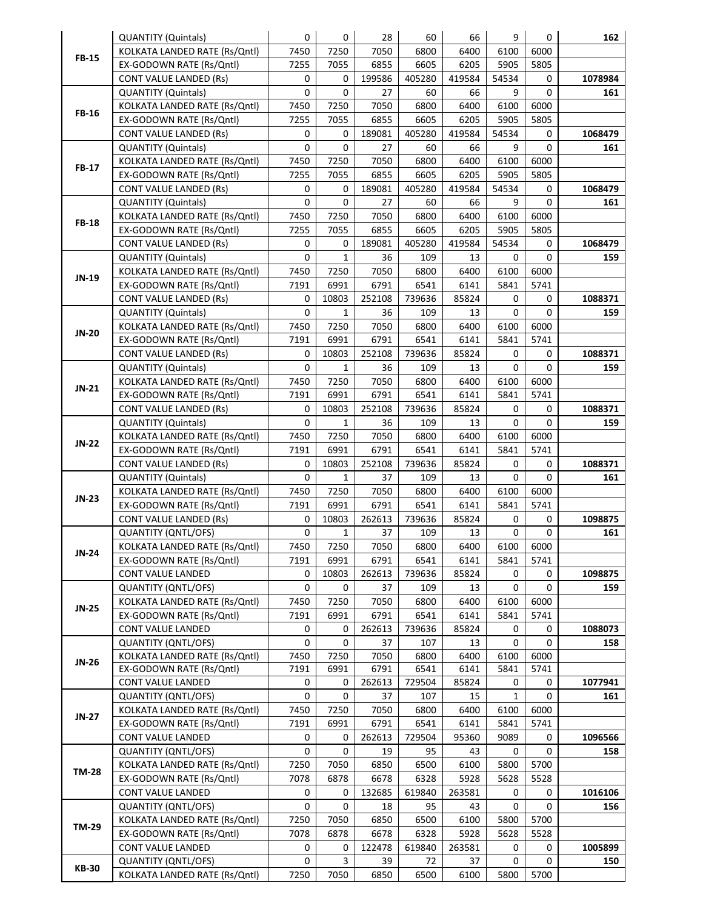| | | | | | | | | | |
|---|---|---|---|---|---|---|---|---|---|
| FB-15 | QUANTITY (Quintals) | 0 | 0 | 28 | 60 | 66 | 9 | 0 | **162** |
| | KOLKATA LANDED RATE (Rs/Qntl) | 7450 | 7250 | 7050 | 6800 | 6400 | 6100 | 6000 | |
| | EX-GODOWN RATE (Rs/Qntl) | 7255 | 7055 | 6855 | 6605 | 6205 | 5905 | 5805 | |
| | CONT VALUE LANDED (Rs) | 0 | 0 | 199586 | 405280 | 419584 | 54534 | 0 | **1078984** |
| FB-16 | QUANTITY (Quintals) | 0 | 0 | 27 | 60 | 66 | 9 | 0 | **161** |
| | KOLKATA LANDED RATE (Rs/Qntl) | 7450 | 7250 | 7050 | 6800 | 6400 | 6100 | 6000 | |
| | EX-GODOWN RATE (Rs/Qntl) | 7255 | 7055 | 6855 | 6605 | 6205 | 5905 | 5805 | |
| | CONT VALUE LANDED (Rs) | 0 | 0 | 189081 | 405280 | 419584 | 54534 | 0 | **1068479** |
| FB-17 | QUANTITY (Quintals) | 0 | 0 | 27 | 60 | 66 | 9 | 0 | **161** |
| | KOLKATA LANDED RATE (Rs/Qntl) | 7450 | 7250 | 7050 | 6800 | 6400 | 6100 | 6000 | |
| | EX-GODOWN RATE (Rs/Qntl) | 7255 | 7055 | 6855 | 6605 | 6205 | 5905 | 5805 | |
| | CONT VALUE LANDED (Rs) | 0 | 0 | 189081 | 405280 | 419584 | 54534 | 0 | **1068479** |
| FB-18 | QUANTITY (Quintals) | 0 | 0 | 27 | 60 | 66 | 9 | 0 | **161** |
| | KOLKATA LANDED RATE (Rs/Qntl) | 7450 | 7250 | 7050 | 6800 | 6400 | 6100 | 6000 | |
| | EX-GODOWN RATE (Rs/Qntl) | 7255 | 7055 | 6855 | 6605 | 6205 | 5905 | 5805 | |
| | CONT VALUE LANDED (Rs) | 0 | 0 | 189081 | 405280 | 419584 | 54534 | 0 | **1068479** |
| JN-19 | QUANTITY (Quintals) | 0 | 1 | 36 | 109 | 13 | 0 | 0 | **159** |
| | KOLKATA LANDED RATE (Rs/Qntl) | 7450 | 7250 | 7050 | 6800 | 6400 | 6100 | 6000 | |
| | EX-GODOWN RATE (Rs/Qntl) | 7191 | 6991 | 6791 | 6541 | 6141 | 5841 | 5741 | |
| | CONT VALUE LANDED (Rs) | 0 | 10803 | 252108 | 739636 | 85824 | 0 | 0 | **1088371** |
| JN-20 | QUANTITY (Quintals) | 0 | 1 | 36 | 109 | 13 | 0 | 0 | **159** |
| | KOLKATA LANDED RATE (Rs/Qntl) | 7450 | 7250 | 7050 | 6800 | 6400 | 6100 | 6000 | |
| | EX-GODOWN RATE (Rs/Qntl) | 7191 | 6991 | 6791 | 6541 | 6141 | 5841 | 5741 | |
| | CONT VALUE LANDED (Rs) | 0 | 10803 | 252108 | 739636 | 85824 | 0 | 0 | **1088371** |
| JN-21 | QUANTITY (Quintals) | 0 | 1 | 36 | 109 | 13 | 0 | 0 | **159** |
| | KOLKATA LANDED RATE (Rs/Qntl) | 7450 | 7250 | 7050 | 6800 | 6400 | 6100 | 6000 | |
| | EX-GODOWN RATE (Rs/Qntl) | 7191 | 6991 | 6791 | 6541 | 6141 | 5841 | 5741 | |
| | CONT VALUE LANDED (Rs) | 0 | 10803 | 252108 | 739636 | 85824 | 0 | 0 | **1088371** |
| JN-22 | QUANTITY (Quintals) | 0 | 1 | 36 | 109 | 13 | 0 | 0 | **159** |
| | KOLKATA LANDED RATE (Rs/Qntl) | 7450 | 7250 | 7050 | 6800 | 6400 | 6100 | 6000 | |
| | EX-GODOWN RATE (Rs/Qntl) | 7191 | 6991 | 6791 | 6541 | 6141 | 5841 | 5741 | |
| | CONT VALUE LANDED (Rs) | 0 | 10803 | 252108 | 739636 | 85824 | 0 | 0 | **1088371** |
| JN-23 | QUANTITY (Quintals) | 0 | 1 | 37 | 109 | 13 | 0 | 0 | **161** |
| | KOLKATA LANDED RATE (Rs/Qntl) | 7450 | 7250 | 7050 | 6800 | 6400 | 6100 | 6000 | |
| | EX-GODOWN RATE (Rs/Qntl) | 7191 | 6991 | 6791 | 6541 | 6141 | 5841 | 5741 | |
| | CONT VALUE LANDED (Rs) | 0 | 10803 | 262613 | 739636 | 85824 | 0 | 0 | **1098875** |
| JN-24 | QUANTITY (QNTL/OFS) | 0 | 1 | 37 | 109 | 13 | 0 | 0 | **161** |
| | KOLKATA LANDED RATE (Rs/Qntl) | 7450 | 7250 | 7050 | 6800 | 6400 | 6100 | 6000 | |
| | EX-GODOWN RATE (Rs/Qntl) | 7191 | 6991 | 6791 | 6541 | 6141 | 5841 | 5741 | |
| | CONT VALUE LANDED | 0 | 10803 | 262613 | 739636 | 85824 | 0 | 0 | **1098875** |
| JN-25 | QUANTITY (QNTL/OFS) | 0 | 0 | 37 | 109 | 13 | 0 | 0 | **159** |
| | KOLKATA LANDED RATE (Rs/Qntl) | 7450 | 7250 | 7050 | 6800 | 6400 | 6100 | 6000 | |
| | EX-GODOWN RATE (Rs/Qntl) | 7191 | 6991 | 6791 | 6541 | 6141 | 5841 | 5741 | |
| | CONT VALUE LANDED | 0 | 0 | 262613 | 739636 | 85824 | 0 | 0 | **1088073** |
| JN-26 | QUANTITY (QNTL/OFS) | 0 | 0 | 37 | 107 | 13 | 0 | 0 | **158** |
| | KOLKATA LANDED RATE (Rs/Qntl) | 7450 | 7250 | 7050 | 6800 | 6400 | 6100 | 6000 | |
| | EX-GODOWN RATE (Rs/Qntl) | 7191 | 6991 | 6791 | 6541 | 6141 | 5841 | 5741 | |
| | CONT VALUE LANDED | 0 | 0 | 262613 | 729504 | 85824 | 0 | 0 | **1077941** |
| JN-27 | QUANTITY (QNTL/OFS) | 0 | 0 | 37 | 107 | 15 | 1 | 0 | **161** |
| | KOLKATA LANDED RATE (Rs/Qntl) | 7450 | 7250 | 7050 | 6800 | 6400 | 6100 | 6000 | |
| | EX-GODOWN RATE (Rs/Qntl) | 7191 | 6991 | 6791 | 6541 | 6141 | 5841 | 5741 | |
| | CONT VALUE LANDED | 0 | 0 | 262613 | 729504 | 95360 | 9089 | 0 | **1096566** |
| TM-28 | QUANTITY (QNTL/OFS) | 0 | 0 | 19 | 95 | 43 | 0 | 0 | **158** |
| | KOLKATA LANDED RATE (Rs/Qntl) | 7250 | 7050 | 6850 | 6500 | 6100 | 5800 | 5700 | |
| | EX-GODOWN RATE (Rs/Qntl) | 7078 | 6878 | 6678 | 6328 | 5928 | 5628 | 5528 | |
| | CONT VALUE LANDED | 0 | 0 | 132685 | 619840 | 263581 | 0 | 0 | **1016106** |
| TM-29 | QUANTITY (QNTL/OFS) | 0 | 0 | 18 | 95 | 43 | 0 | 0 | **156** |
| | KOLKATA LANDED RATE (Rs/Qntl) | 7250 | 7050 | 6850 | 6500 | 6100 | 5800 | 5700 | |
| | EX-GODOWN RATE (Rs/Qntl) | 7078 | 6878 | 6678 | 6328 | 5928 | 5628 | 5528 | |
| | CONT VALUE LANDED | 0 | 0 | 122478 | 619840 | 263581 | 0 | 0 | **1005899** |
| KB-30 | QUANTITY (QNTL/OFS) | 0 | 3 | 39 | 72 | 37 | 0 | 0 | **150** |
| | KOLKATA LANDED RATE (Rs/Qntl) | 7250 | 7050 | 6850 | 6500 | 6100 | 5800 | 5700 | |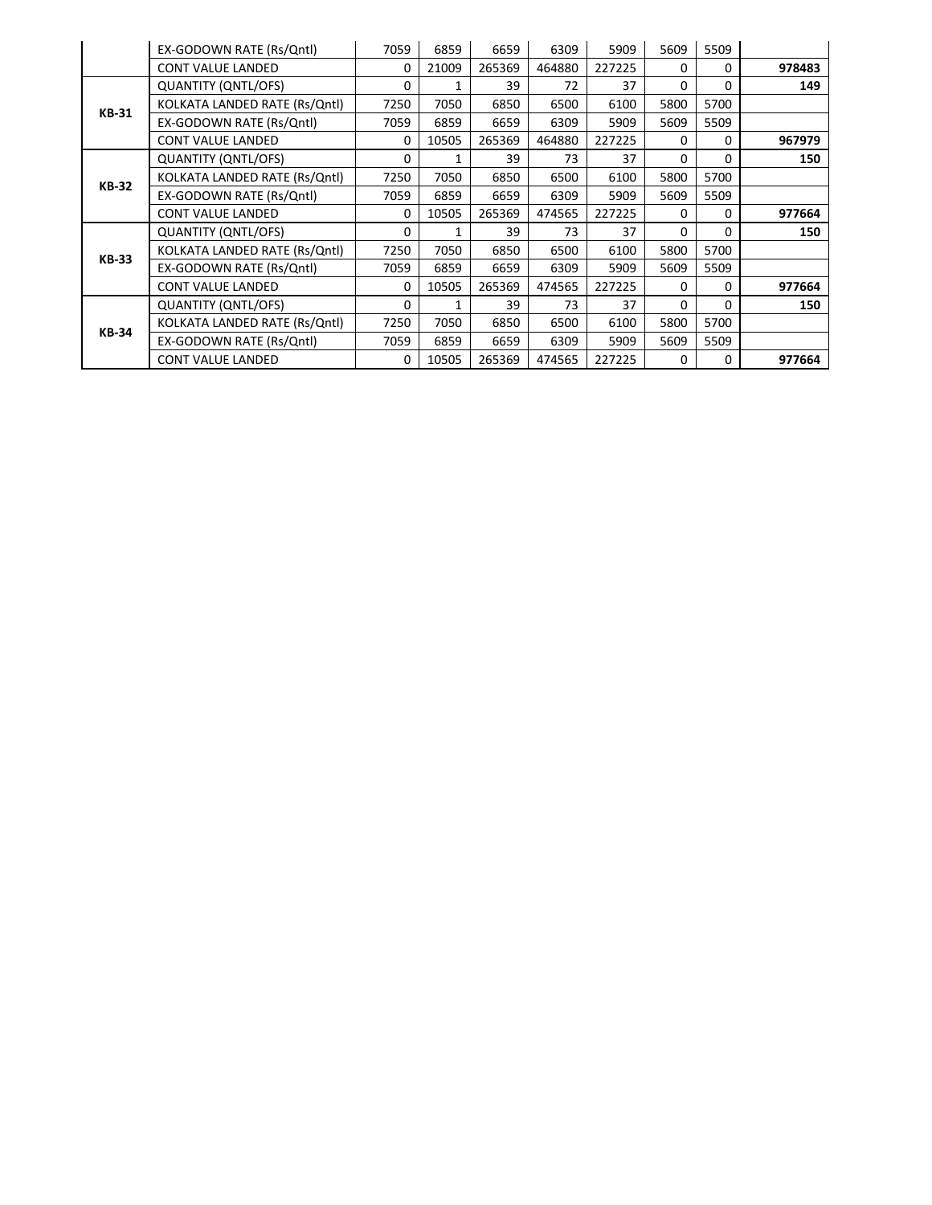| | | | | | | | | | |
|---|---|---|---|---|---|---|---|---|---|
| | EX-GODOWN RATE (Rs/Qntl) | 7059 | 6859 | 6659 | 6309 | 5909 | 5609 | 5509 | |
| | CONT VALUE LANDED | 0 | 21009 | 265369 | 464880 | 227225 | 0 | 0 | **978483** |
| **KB-31** | QUANTITY (QNTL/OFS) | 0 | 1 | 39 | 72 | 37 | 0 | 0 | **149** |
| | KOLKATA LANDED RATE (Rs/Qntl) | 7250 | 7050 | 6850 | 6500 | 6100 | 5800 | 5700 | |
| | EX-GODOWN RATE (Rs/Qntl) | 7059 | 6859 | 6659 | 6309 | 5909 | 5609 | 5509 | |
| | CONT VALUE LANDED | 0 | 10505 | 265369 | 464880 | 227225 | 0 | 0 | **967979** |
| **KB-32** | QUANTITY (QNTL/OFS) | 0 | 1 | 39 | 73 | 37 | 0 | 0 | **150** |
| | KOLKATA LANDED RATE (Rs/Qntl) | 7250 | 7050 | 6850 | 6500 | 6100 | 5800 | 5700 | |
| | EX-GODOWN RATE (Rs/Qntl) | 7059 | 6859 | 6659 | 6309 | 5909 | 5609 | 5509 | |
| | CONT VALUE LANDED | 0 | 10505 | 265369 | 474565 | 227225 | 0 | 0 | **977664** |
| **KB-33** | QUANTITY (QNTL/OFS) | 0 | 1 | 39 | 73 | 37 | 0 | 0 | **150** |
| | KOLKATA LANDED RATE (Rs/Qntl) | 7250 | 7050 | 6850 | 6500 | 6100 | 5800 | 5700 | |
| | EX-GODOWN RATE (Rs/Qntl) | 7059 | 6859 | 6659 | 6309 | 5909 | 5609 | 5509 | |
| | CONT VALUE LANDED | 0 | 10505 | 265369 | 474565 | 227225 | 0 | 0 | **977664** |
| **KB-34** | QUANTITY (QNTL/OFS) | 0 | 1 | 39 | 73 | 37 | 0 | 0 | **150** |
| | KOLKATA LANDED RATE (Rs/Qntl) | 7250 | 7050 | 6850 | 6500 | 6100 | 5800 | 5700 | |
| | EX-GODOWN RATE (Rs/Qntl) | 7059 | 6859 | 6659 | 6309 | 5909 | 5609 | 5509 | |
| | CONT VALUE LANDED | 0 | 10505 | 265369 | 474565 | 227225 | 0 | 0 | **977664** |